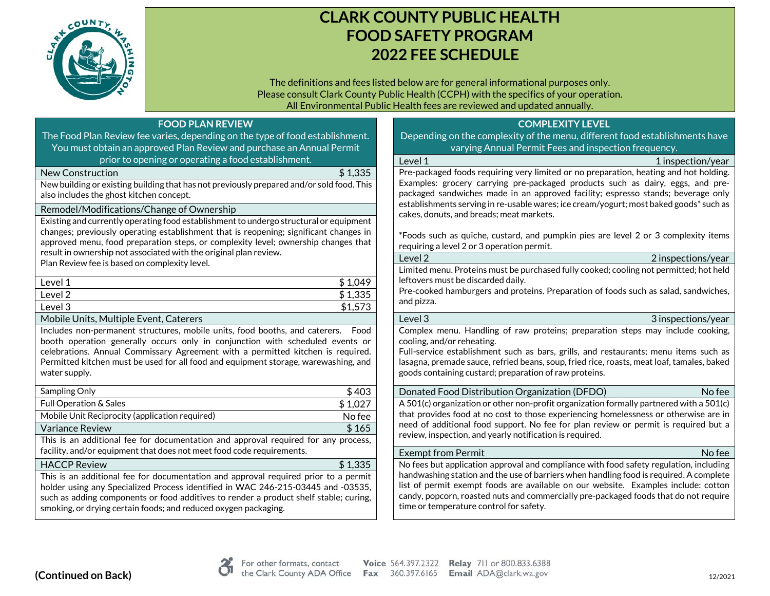# CLARK COUNTY PUBLIC HEALTH
# FOOD SAFETY PROGRAM
# 2022 FEE SCHEDULE

The definitions and fees listed below are for general informational purposes only.
Please consult Clark County Public Health (CCPH) with the specifics of your operation.
All Environmental Public Health fees are reviewed and updated annually.

## FOOD PLAN REVIEW

The Food Plan Review fee varies, depending on the type of food establishment. You must obtain an approved Plan Review and purchase an Annual Permit prior to opening or operating a food establishment.

| New Construction | $ 1,335 |
|---|---|

New building or existing building that has not previously prepared and/or sold food. This also includes the ghost kitchen concept.

### Remodel/Modifications/Change of Ownership

Existing and currently operating food establishment to undergo structural or equipment changes; previously operating establishment that is reopening; significant changes in approved menu, food preparation steps, or complexity level; ownership changes that result in ownership not associated with the original plan review.
Plan Review fee is based on complexity level.

| Level | Fee |
|---|---|
| Level 1 | $ 1,049 |
| Level 2 | $ 1,335 |
| Level 3 | $1,573 |

### Mobile Units, Multiple Event, Caterers

Includes non-permanent structures, mobile units, food booths, and caterers. Food booth operation generally occurs only in conjunction with scheduled events or celebrations. Annual Commissary Agreement with a permitted kitchen is required. Permitted kitchen must be used for all food and equipment storage, warewashing, and water supply.

| Type | Fee |
|---|---|
| Sampling Only | $ 403 |
| Full Operation & Sales | $ 1,027 |
| Mobile Unit Reciprocity (application required) | No fee |

| Variance Review | $ 165 |
|---|---|

This is an additional fee for documentation and approval required for any process, facility, and/or equipment that does not meet food code requirements.

| HACCP Review | $ 1,335 |
|---|---|

This is an additional fee for documentation and approval required prior to a permit holder using any Specialized Process identified in WAC 246-215-03445 and -03535, such as adding components or food additives to render a product shelf stable; curing, smoking, or drying certain foods; and reduced oxygen packaging.

## COMPLEXITY LEVEL

Depending on the complexity of the menu, different food establishments have varying Annual Permit Fees and inspection frequency.

| Level 1 | 1 inspection/year |
|---|---|

Pre-packaged foods requiring very limited or no preparation, heating and hot holding. Examples: grocery carrying pre-packaged products such as dairy, eggs, and pre-packaged sandwiches made in an approved facility; espresso stands; beverage only establishments serving in re-usable wares; ice cream/yogurt; most baked goods* such as cakes, donuts, and breads; meat markets.

*Foods such as quiche, custard, and pumpkin pies are level 2 or 3 complexity items requiring a level 2 or 3 operation permit.

| Level 2 | 2 inspections/year |
|---|---|

Limited menu. Proteins must be purchased fully cooked; cooling not permitted; hot held leftovers must be discarded daily.
Pre-cooked hamburgers and proteins. Preparation of foods such as salad, sandwiches, and pizza.

| Level 3 | 3 inspections/year |
|---|---|

Complex menu. Handling of raw proteins; preparation steps may include cooking, cooling, and/or reheating.
Full-service establishment such as bars, grills, and restaurants; menu items such as lasagna, premade sauce, refried beans, soup, fried rice, roasts, meat loaf, tamales, baked goods containing custard; preparation of raw proteins.

| Donated Food Distribution Organization (DFDO) | No fee |
|---|---|

A 501(c) organization or other non-profit organization formally partnered with a 501(c) that provides food at no cost to those experiencing homelessness or otherwise are in need of additional food support. No fee for plan review or permit is required but a review, inspection, and yearly notification is required.

| Exempt from Permit | No fee |
|---|---|

No fees but application approval and compliance with food safety regulation, including handwashing station and the use of barriers when handling food is required. A complete list of permit exempt foods are available on our website. Examples include: cotton candy, popcorn, roasted nuts and commercially pre-packaged foods that do not require time or temperature control for safety.

**(Continued on Back)**

For other formats, contact the Clark County ADA Office **Voice** 564.397.2322 **Relay** 711 or 800.833.6388 **Fax** 360.397.6165 **Email** ADA@clark.wa.gov

12/2021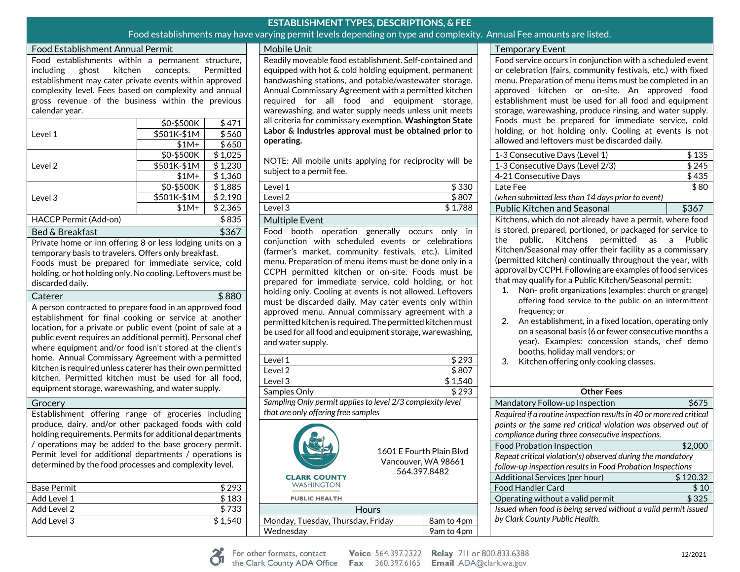## ESTABLISHMENT TYPES, DESCRIPTIONS, & FEE

Food establishments may have varying permit levels depending on type and complexity. Annual Fee amounts are listed.

### Food Establishment Annual Permit

Food establishments within a permanent structure, including ghost kitchen concepts. Permitted establishment may cater private events within approved complexity level. Fees based on complexity and annual gross revenue of the business within the previous calendar year.

| | | |
|---|---|---|
| Level 1 | $0-$500K | $ 471 |
| | $501K-$1M | $ 560 |
| | $1M+ | $ 650 |
| Level 2 | $0-$500K | $ 1,025 |
| | $501K-$1M | $ 1,230 |
| | $1M+ | $ 1,360 |
| Level 3 | $0-$500K | $ 1,885 |
| | $501K-$1M | $ 2,190 |
| | $1M+ | $ 2,365 |
| HACCP Permit (Add-on) | | $ 835 |

### Bed & Breakfast — $367

Private home or inn offering 8 or less lodging units on a temporary basis to travelers. Offers only breakfast. Foods must be prepared for immediate service, cold holding, or hot holding only. No cooling. Leftovers must be discarded daily.

### Caterer — $ 880

A person contracted to prepare food in an approved food establishment for final cooking or service at another location, for a private or public event (point of sale at a public event requires an additional permit). Personal chef where equipment and/or food isn't stored at the client's home. Annual Commissary Agreement with a permitted kitchen is required unless caterer has their own permitted kitchen. Permitted kitchen must be used for all food, equipment storage, warewashing, and water supply.

### Grocery

Establishment offering range of groceries including produce, dairy, and/or other packaged foods with cold holding requirements. Permits for additional departments / operations may be added to the base grocery permit. Permit level for additional departments / operations is determined by the food processes and complexity level.

| | |
|---|---|
| Base Permit | $ 293 |
| Add Level 1 | $ 183 |
| Add Level 2 | $ 733 |
| Add Level 3 | $ 1,540 |

### Mobile Unit

Readily moveable food establishment. Self-contained and equipped with hot & cold holding equipment, permanent handwashing stations, and potable/wastewater storage. Annual Commissary Agreement with a permitted kitchen required for all food and equipment storage, warewashing, and water supply needs unless unit meets all criteria for commissary exemption. **Washington State Labor & Industries approval must be obtained prior to operating.**

NOTE: All mobile units applying for reciprocity will be subject to a permit fee.

| | |
|---|---|
| Level 1 | $ 330 |
| Level 2 | $ 807 |
| Level 3 | $ 1,788 |

### Multiple Event

Food booth operation generally occurs only in conjunction with scheduled events or celebrations (farmer's market, community festivals, etc.). Limited menu. Preparation of menu items must be done only in a CCPH permitted kitchen or on-site. Foods must be prepared for immediate service, cold holding, or hot holding only. Cooling at events is not allowed. Leftovers must be discarded daily. May cater events only within approved menu. Annual commissary agreement with a permitted kitchen is required. The permitted kitchen must be used for all food and equipment storage, warewashing, and water supply.

| | |
|---|---|
| Level 1 | $ 293 |
| Level 2 | $ 807 |
| Level 3 | $ 1,540 |
| Samples Only | $ 293 |

*Sampling Only permit applies to level 2/3 complexity level that are only offering free samples*

CLARK COUNTY WASHINGTON PUBLIC HEALTH

1601 E Fourth Plain Blvd
Vancouver, WA 98661
564.397.8482

| Hours | |
|---|---|
| Monday, Tuesday, Thursday, Friday | 8am to 4pm |
| Wednesday | 9am to 4pm |

### Temporary Event

Food service occurs in conjunction with a scheduled event or celebration (fairs, community festivals, etc.) with fixed menu. Preparation of menu items must be completed in an approved kitchen or on-site. An approved food establishment must be used for all food and equipment storage, warewashing, produce rinsing, and water supply. Foods must be prepared for immediate service, cold holding, or hot holding only. Cooling at events is not allowed and leftovers must be discarded daily.

| | |
|---|---|
| 1-3 Consecutive Days (Level 1) | $ 135 |
| 1-3 Consecutive Days (Level 2/3) | $ 245 |
| 4-21 Consecutive Days | $ 435 |
| Late Fee | $ 80 |

*(when submitted less than 14 days prior to event)*

### Public Kitchen and Seasonal — $367

Kitchens, which do not already have a permit, where food is stored, prepared, portioned, or packaged for service to the public. Kitchens permitted as a Public Kitchen/Seasonal may offer their facility as a commissary (permitted kitchen) continually throughout the year, with approval by CCPH. Following are examples of food services that may qualify for a Public Kitchen/Seasonal permit:

1. Non- profit organizations (examples: church or grange) offering food service to the public on an intermittent frequency; or
2. An establishment, in a fixed location, operating only on a seasonal basis (6 or fewer consecutive months a year). Examples: concession stands, chef demo booths, holiday mall vendors; or
3. Kitchen offering only cooking classes.

### Other Fees

| | |
|---|---|
| Mandatory Follow-up Inspection | $675 |

*Required if a routine inspection results in 40 or more red critical points or the same red critical violation was observed out of compliance during three consecutive inspections.*

| | |
|---|---|
| Food Probation Inspection | $2,000 |

*Repeat critical violation(s) observed during the mandatory follow-up inspection results in Food Probation Inspections*

| | |
|---|---|
| Additional Services (per hour) | $ 120.32 |
| Food Handler Card | $ 10 |
| Operating without a valid permit | $ 325 |

*Issued when food is being served without a valid permit issued by Clark County Public Health.*

For other formats, contact the Clark County ADA Office — **Voice** 564.397.2322 **Fax** 360.397.6165 **Relay** 711 or 800.833.6388 **Email** ADA@clark.wa.gov

12/2021